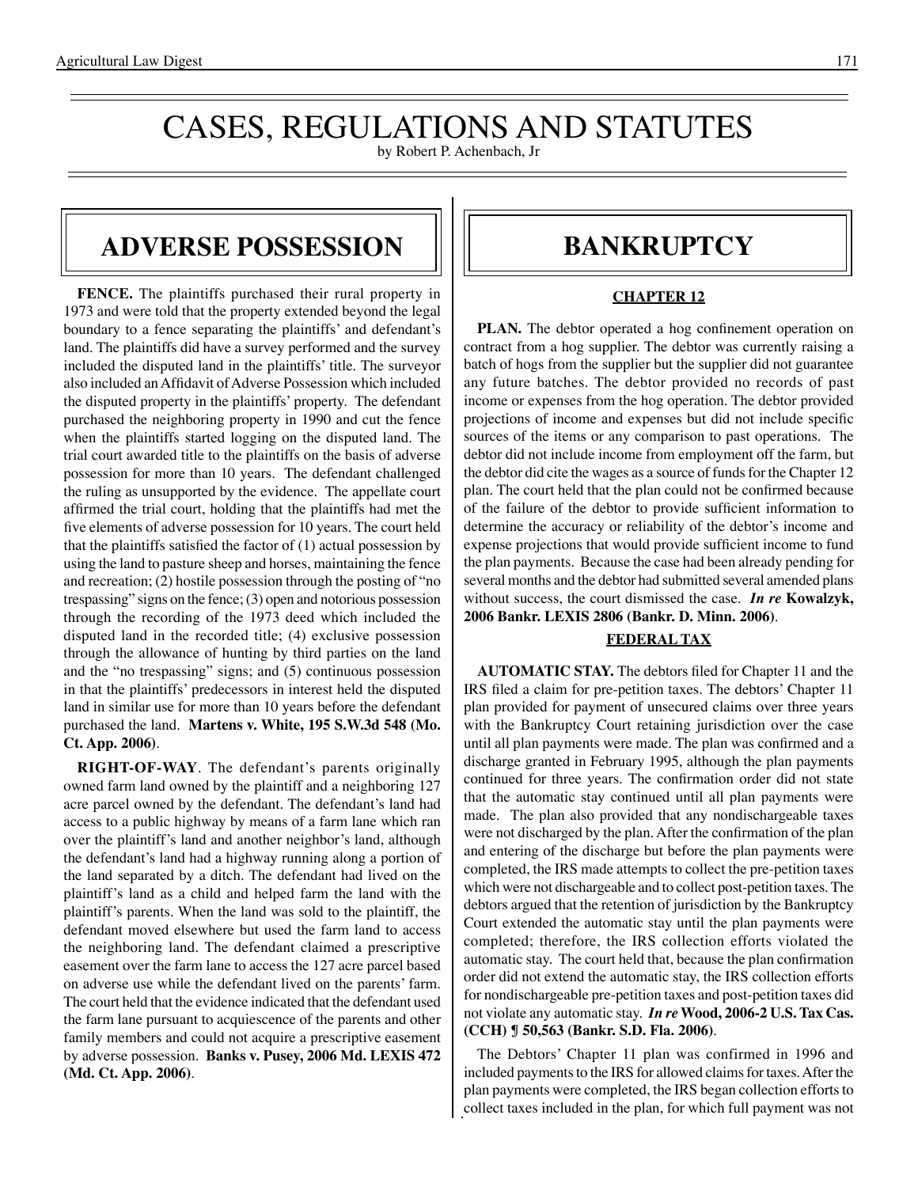# CASES, REGULATIONS AND STATUTES

by Robert P. Achenbach, Jr

## ADVERSE POSSESSION

**FENCE.** The plaintiffs purchased their rural property in 1973 and were told that the property extended beyond the legal boundary to a fence separating the plaintiffs' and defendant's land. The plaintiffs did have a survey performed and the survey included the disputed land in the plaintiffs' title. The surveyor also included an Affidavit of Adverse Possession which included the disputed property in the plaintiffs' property. The defendant purchased the neighboring property in 1990 and cut the fence when the plaintiffs started logging on the disputed land. The trial court awarded title to the plaintiffs on the basis of adverse possession for more than 10 years. The defendant challenged the ruling as unsupported by the evidence. The appellate court affirmed the trial court, holding that the plaintiffs had met the five elements of adverse possession for 10 years. The court held that the plaintiffs satisfied the factor of (1) actual possession by using the land to pasture sheep and horses, maintaining the fence and recreation; (2) hostile possession through the posting of "no trespassing" signs on the fence; (3) open and notorious possession through the recording of the 1973 deed which included the disputed land in the recorded title; (4) exclusive possession through the allowance of hunting by third parties on the land and the "no trespassing" signs; and (5) continuous possession in that the plaintiffs' predecessors in interest held the disputed land in similar use for more than 10 years before the defendant purchased the land. **Martens v. White, 195 S.W.3d 548 (Mo. Ct. App. 2006)**.

**RIGHT-OF-WAY**. The defendant's parents originally owned farm land owned by the plaintiff and a neighboring 127 acre parcel owned by the defendant. The defendant's land had access to a public highway by means of a farm lane which ran over the plaintiff's land and another neighbor's land, although the defendant's land had a highway running along a portion of the land separated by a ditch. The defendant had lived on the plaintiff's land as a child and helped farm the land with the plaintiff's parents. When the land was sold to the plaintiff, the defendant moved elsewhere but used the farm land to access the neighboring land. The defendant claimed a prescriptive easement over the farm lane to access the 127 acre parcel based on adverse use while the defendant lived on the parents' farm. The court held that the evidence indicated that the defendant used the farm lane pursuant to acquiescence of the parents and other family members and could not acquire a prescriptive easement by adverse possession. **Banks v. Pusey, 2006 Md. LEXIS 472 (Md. Ct. App. 2006)**.

## BANKRUPTCY

### CHAPTER 12

**PLAN.** The debtor operated a hog confinement operation on contract from a hog supplier. The debtor was currently raising a batch of hogs from the supplier but the supplier did not guarantee any future batches. The debtor provided no records of past income or expenses from the hog operation. The debtor provided projections of income and expenses but did not include specific sources of the items or any comparison to past operations. The debtor did not include income from employment off the farm, but the debtor did cite the wages as a source of funds for the Chapter 12 plan. The court held that the plan could not be confirmed because of the failure of the debtor to provide sufficient information to determine the accuracy or reliability of the debtor's income and expense projections that would provide sufficient income to fund the plan payments. Because the case had been already pending for several months and the debtor had submitted several amended plans without success, the court dismissed the case. ***In re* Kowalzyk, 2006 Bankr. LEXIS 2806 (Bankr. D. Minn. 2006)**.

### FEDERAL TAX

**AUTOMATIC STAY.** The debtors filed for Chapter 11 and the IRS filed a claim for pre-petition taxes. The debtors' Chapter 11 plan provided for payment of unsecured claims over three years with the Bankruptcy Court retaining jurisdiction over the case until all plan payments were made. The plan was confirmed and a discharge granted in February 1995, although the plan payments continued for three years. The confirmation order did not state that the automatic stay continued until all plan payments were made. The plan also provided that any nondischargeable taxes were not discharged by the plan. After the confirmation of the plan and entering of the discharge but before the plan payments were completed, the IRS made attempts to collect the pre-petition taxes which were not dischargeable and to collect post-petition taxes. The debtors argued that the retention of jurisdiction by the Bankruptcy Court extended the automatic stay until the plan payments were completed; therefore, the IRS collection efforts violated the automatic stay. The court held that, because the plan confirmation order did not extend the automatic stay, the IRS collection efforts for nondischargeable pre-petition taxes and post-petition taxes did not violate any automatic stay. ***In re* Wood, 2006-2 U.S. Tax Cas. (CCH) ¶ 50,563 (Bankr. S.D. Fla. 2006)**.

The Debtors' Chapter 11 plan was confirmed in 1996 and included payments to the IRS for allowed claims for taxes. After the plan payments were completed, the IRS began collection efforts to collect taxes included in the plan, for which full payment was not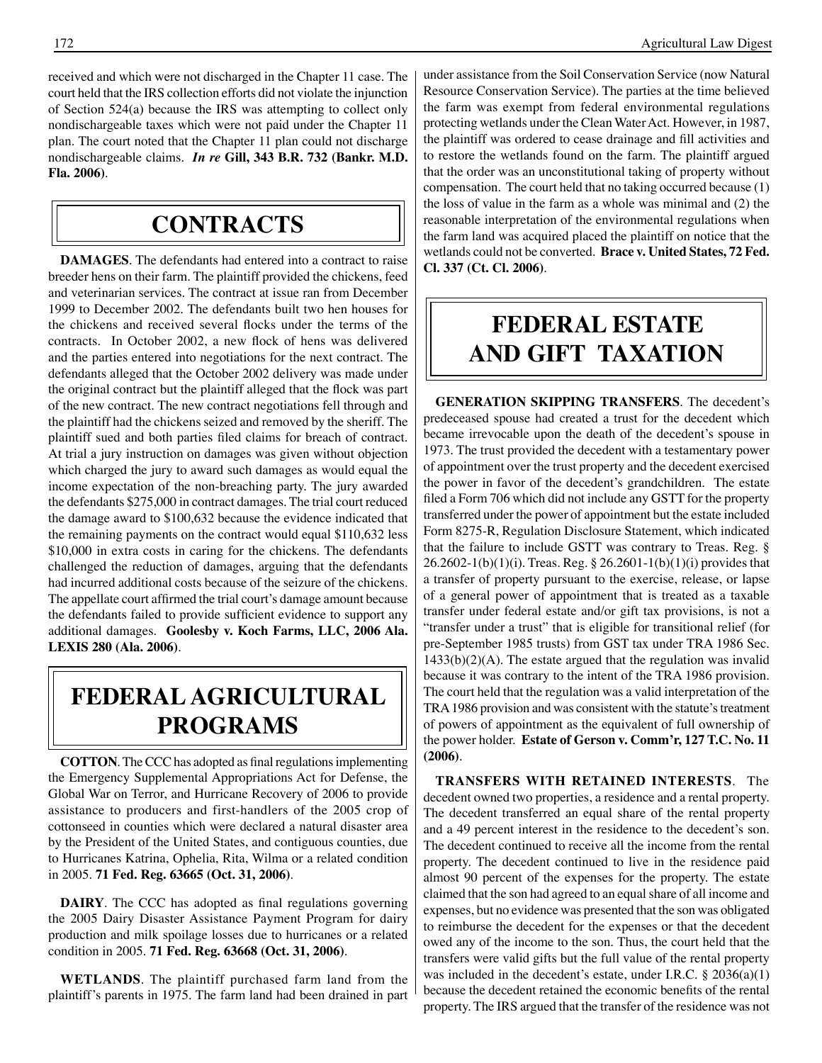received and which were not discharged in the Chapter 11 case. The court held that the IRS collection efforts did not violate the injunction of Section 524(a) because the IRS was attempting to collect only nondischargeable taxes which were not paid under the Chapter 11 plan. The court noted that the Chapter 11 plan could not discharge nondischargeable claims. ***In re* Gill, 343 B.R. 732 (Bankr. M.D. Fla. 2006)**.

## CONTRACTS

**DAMAGES**. The defendants had entered into a contract to raise breeder hens on their farm. The plaintiff provided the chickens, feed and veterinarian services. The contract at issue ran from December 1999 to December 2002. The defendants built two hen houses for the chickens and received several flocks under the terms of the contracts. In October 2002, a new flock of hens was delivered and the parties entered into negotiations for the next contract. The defendants alleged that the October 2002 delivery was made under the original contract but the plaintiff alleged that the flock was part of the new contract. The new contract negotiations fell through and the plaintiff had the chickens seized and removed by the sheriff. The plaintiff sued and both parties filed claims for breach of contract. At trial a jury instruction on damages was given without objection which charged the jury to award such damages as would equal the income expectation of the non-breaching party. The jury awarded the defendants $275,000 in contract damages. The trial court reduced the damage award to $100,632 because the evidence indicated that the remaining payments on the contract would equal $110,632 less $10,000 in extra costs in caring for the chickens. The defendants challenged the reduction of damages, arguing that the defendants had incurred additional costs because of the seizure of the chickens. The appellate court affirmed the trial court's damage amount because the defendants failed to provide sufficient evidence to support any additional damages. **Goolesby v. Koch Farms, LLC, 2006 Ala. LEXIS 280 (Ala. 2006)**.

## FEDERAL AGRICULTURAL PROGRAMS

**COTTON**. The CCC has adopted as final regulations implementing the Emergency Supplemental Appropriations Act for Defense, the Global War on Terror, and Hurricane Recovery of 2006 to provide assistance to producers and first-handlers of the 2005 crop of cottonseed in counties which were declared a natural disaster area by the President of the United States, and contiguous counties, due to Hurricanes Katrina, Ophelia, Rita, Wilma or a related condition in 2005. **71 Fed. Reg. 63665 (Oct. 31, 2006)**.

**DAIRY**. The CCC has adopted as final regulations governing the 2005 Dairy Disaster Assistance Payment Program for dairy production and milk spoilage losses due to hurricanes or a related condition in 2005. **71 Fed. Reg. 63668 (Oct. 31, 2006)**.

**WETLANDS**. The plaintiff purchased farm land from the plaintiff's parents in 1975. The farm land had been drained in part under assistance from the Soil Conservation Service (now Natural Resource Conservation Service). The parties at the time believed the farm was exempt from federal environmental regulations protecting wetlands under the Clean Water Act. However, in 1987, the plaintiff was ordered to cease drainage and fill activities and to restore the wetlands found on the farm. The plaintiff argued that the order was an unconstitutional taking of property without compensation. The court held that no taking occurred because (1) the loss of value in the farm as a whole was minimal and (2) the reasonable interpretation of the environmental regulations when the farm land was acquired placed the plaintiff on notice that the wetlands could not be converted. **Brace v. United States, 72 Fed. Cl. 337 (Ct. Cl. 2006)**.

## FEDERAL ESTATE AND GIFT TAXATION

**GENERATION SKIPPING TRANSFERS**. The decedent's predeceased spouse had created a trust for the decedent which became irrevocable upon the death of the decedent's spouse in 1973. The trust provided the decedent with a testamentary power of appointment over the trust property and the decedent exercised the power in favor of the decedent's grandchildren. The estate filed a Form 706 which did not include any GSTT for the property transferred under the power of appointment but the estate included Form 8275-R, Regulation Disclosure Statement, which indicated that the failure to include GSTT was contrary to Treas. Reg. § 26.2602-1(b)(1)(i). Treas. Reg. § 26.2601-1(b)(1)(i) provides that a transfer of property pursuant to the exercise, release, or lapse of a general power of appointment that is treated as a taxable transfer under federal estate and/or gift tax provisions, is not a "transfer under a trust" that is eligible for transitional relief (for pre-September 1985 trusts) from GST tax under TRA 1986 Sec. 1433(b)(2)(A). The estate argued that the regulation was invalid because it was contrary to the intent of the TRA 1986 provision. The court held that the regulation was a valid interpretation of the TRA 1986 provision and was consistent with the statute's treatment of powers of appointment as the equivalent of full ownership of the power holder. **Estate of Gerson v. Comm'r, 127 T.C. No. 11 (2006)**.

**TRANSFERS WITH RETAINED INTERESTS**. The decedent owned two properties, a residence and a rental property. The decedent transferred an equal share of the rental property and a 49 percent interest in the residence to the decedent's son. The decedent continued to receive all the income from the rental property. The decedent continued to live in the residence paid almost 90 percent of the expenses for the property. The estate claimed that the son had agreed to an equal share of all income and expenses, but no evidence was presented that the son was obligated to reimburse the decedent for the expenses or that the decedent owed any of the income to the son. Thus, the court held that the transfers were valid gifts but the full value of the rental property was included in the decedent's estate, under I.R.C. § 2036(a)(1) because the decedent retained the economic benefits of the rental property. The IRS argued that the transfer of the residence was not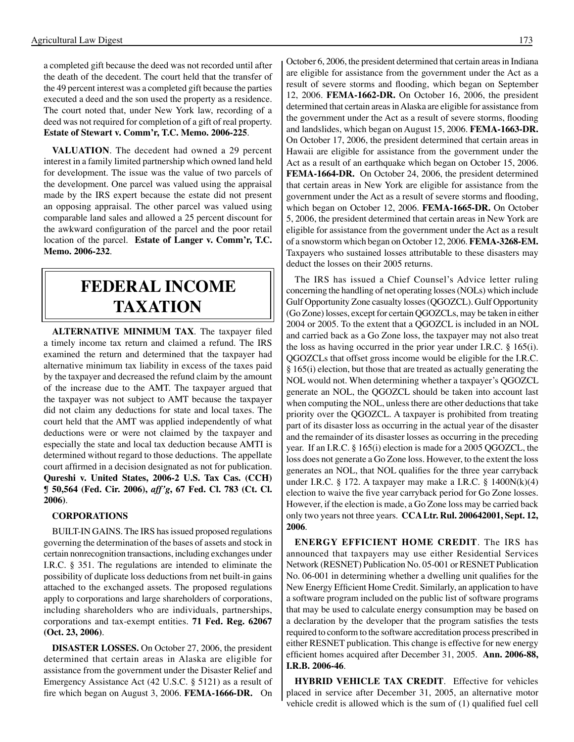a completed gift because the deed was not recorded until after the death of the decedent. The court held that the transfer of the 49 percent interest was a completed gift because the parties executed a deed and the son used the property as a residence. The court noted that, under New York law, recording of a deed was not required for completion of a gift of real property. **Estate of Stewart v. Comm'r, T.C. Memo. 2006-225**.

**VALUATION**. The decedent had owned a 29 percent interest in a family limited partnership which owned land held for development. The issue was the value of two parcels of the development. One parcel was valued using the appraisal made by the IRS expert because the estate did not present an opposing appraisal. The other parcel was valued using comparable land sales and allowed a 25 percent discount for the awkward configuration of the parcel and the poor retail location of the parcel. **Estate of Langer v. Comm'r, T.C. Memo. 2006-232**.

# FEDERAL INCOME TAXATION

**ALTERNATIVE MINIMUM TAX**. The taxpayer filed a timely income tax return and claimed a refund. The IRS examined the return and determined that the taxpayer had alternative minimum tax liability in excess of the taxes paid by the taxpayer and decreased the refund claim by the amount of the increase due to the AMT. The taxpayer argued that the taxpayer was not subject to AMT because the taxpayer did not claim any deductions for state and local taxes. The court held that the AMT was applied independently of what deductions were or were not claimed by the taxpayer and especially the state and local tax deduction because AMTI is determined without regard to those deductions. The appellate court affirmed in a decision designated as not for publication. **Qureshi v. United States, 2006-2 U.S. Tax Cas. (CCH) ¶ 50,564 (Fed. Cir. 2006), *aff'g*, 67 Fed. Cl. 783 (Ct. Cl. 2006)**.

**CORPORATIONS**

BUILT-IN GAINS. The IRS has issued proposed regulations governing the determination of the bases of assets and stock in certain nonrecognition transactions, including exchanges under I.R.C. § 351. The regulations are intended to eliminate the possibility of duplicate loss deductions from net built-in gains attached to the exchanged assets. The proposed regulations apply to corporations and large shareholders of corporations, including shareholders who are individuals, partnerships, corporations and tax-exempt entities. **71 Fed. Reg. 62067 (Oct. 23, 2006)**.

**DISASTER LOSSES.** On October 27, 2006, the president determined that certain areas in Alaska are eligible for assistance from the government under the Disaster Relief and Emergency Assistance Act (42 U.S.C. § 5121) as a result of fire which began on August 3, 2006. **FEMA-1666-DR.** On October 6, 2006, the president determined that certain areas in Indiana are eligible for assistance from the government under the Act as a result of severe storms and flooding, which began on September 12, 2006. **FEMA-1662-DR.** On October 16, 2006, the president determined that certain areas in Alaska are eligible for assistance from the government under the Act as a result of severe storms, flooding and landslides, which began on August 15, 2006. **FEMA-1663-DR.** On October 17, 2006, the president determined that certain areas in Hawaii are eligible for assistance from the government under the Act as a result of an earthquake which began on October 15, 2006. **FEMA-1664-DR.** On October 24, 2006, the president determined that certain areas in New York are eligible for assistance from the government under the Act as a result of severe storms and flooding, which began on October 12, 2006. **FEMA-1665-DR.** On October 5, 2006, the president determined that certain areas in New York are eligible for assistance from the government under the Act as a result of a snowstorm which began on October 12, 2006. **FEMA-3268-EM.** Taxpayers who sustained losses attributable to these disasters may deduct the losses on their 2005 returns.

The IRS has issued a Chief Counsel's Advice letter ruling concerning the handling of net operating losses (NOLs) which include Gulf Opportunity Zone casualty losses (QGOZCL). Gulf Opportunity (Go Zone) losses, except for certain QGOZCLs, may be taken in either 2004 or 2005. To the extent that a QGOZCL is included in an NOL and carried back as a Go Zone loss, the taxpayer may not also treat the loss as having occurred in the prior year under I.R.C. § 165(i). QGOZCLs that offset gross income would be eligible for the I.R.C. § 165(i) election, but those that are treated as actually generating the NOL would not. When determining whether a taxpayer's QGOZCL generate an NOL, the QGOZCL should be taken into account last when computing the NOL, unless there are other deductions that take priority over the QGOZCL. A taxpayer is prohibited from treating part of its disaster loss as occurring in the actual year of the disaster and the remainder of its disaster losses as occurring in the preceding year. If an I.R.C. § 165(i) election is made for a 2005 QGOZCL, the loss does not generate a Go Zone loss. However, to the extent the loss generates an NOL, that NOL qualifies for the three year carryback under I.R.C. § 172. A taxpayer may make a I.R.C. § 1400N(k)(4) election to waive the five year carryback period for Go Zone losses. However, if the election is made, a Go Zone loss may be carried back only two years not three years. **CCA Ltr. Rul. 200642001, Sept. 12, 2006**.

**ENERGY EFFICIENT HOME CREDIT**. The IRS has announced that taxpayers may use either Residential Services Network (RESNET) Publication No. 05-001 or RESNET Publication No. 06-001 in determining whether a dwelling unit qualifies for the New Energy Efficient Home Credit. Similarly, an application to have a software program included on the public list of software programs that may be used to calculate energy consumption may be based on a declaration by the developer that the program satisfies the tests required to conform to the software accreditation process prescribed in either RESNET publication. This change is effective for new energy efficient homes acquired after December 31, 2005. **Ann. 2006-88, I.R.B. 2006-46**.

**HYBRID VEHICLE TAX CREDIT**. Effective for vehicles placed in service after December 31, 2005, an alternative motor vehicle credit is allowed which is the sum of (1) qualified fuel cell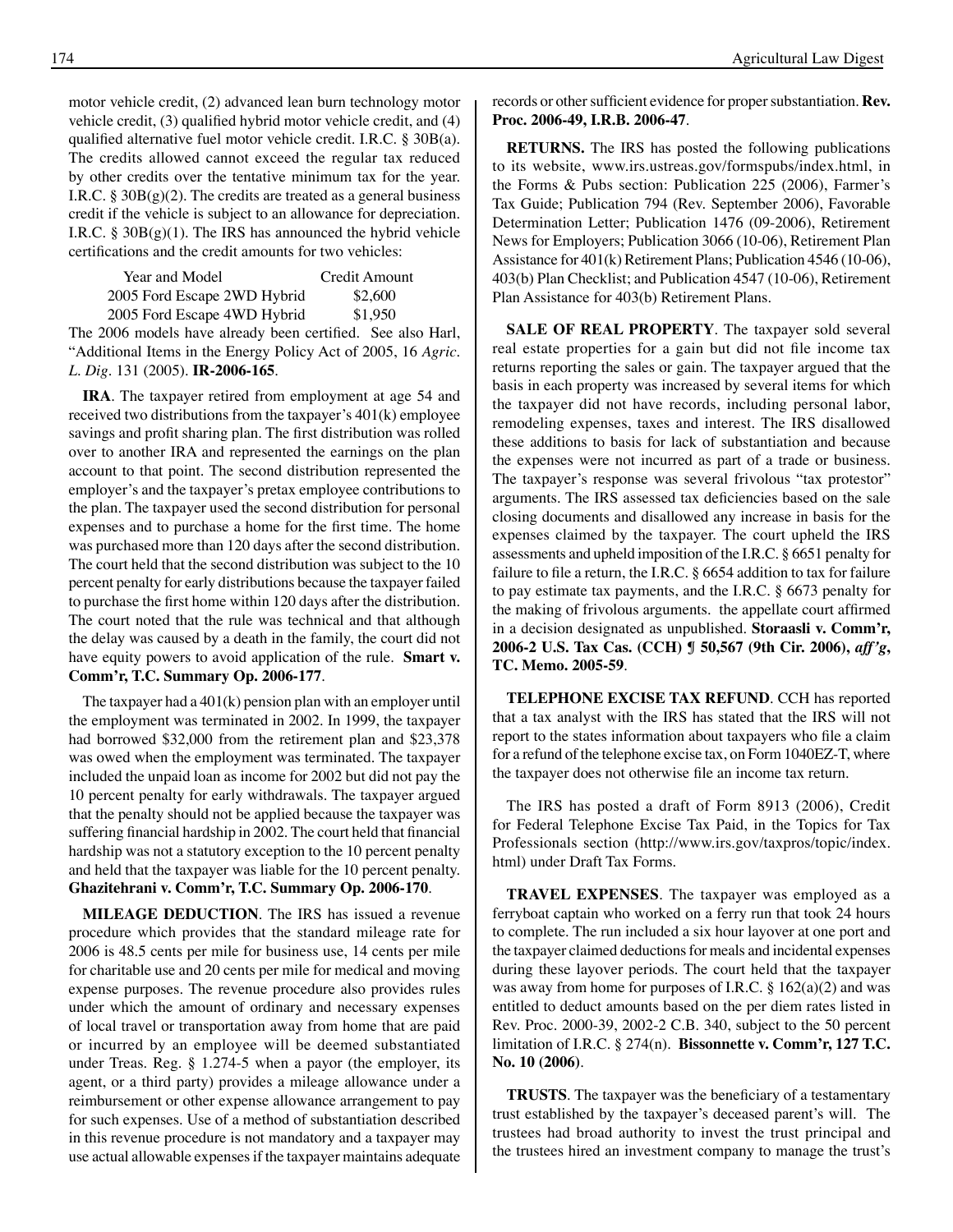motor vehicle credit, (2) advanced lean burn technology motor vehicle credit, (3) qualified hybrid motor vehicle credit, and (4) qualified alternative fuel motor vehicle credit. I.R.C. § 30B(a). The credits allowed cannot exceed the regular tax reduced by other credits over the tentative minimum tax for the year. I.R.C. § 30B(g)(2). The credits are treated as a general business credit if the vehicle is subject to an allowance for depreciation. I.R.C. § 30B(g)(1). The IRS has announced the hybrid vehicle certifications and the credit amounts for two vehicles:

| Year and Model | Credit Amount |
|---|---|
| 2005 Ford Escape 2WD Hybrid | $2,600 |
| 2005 Ford Escape 4WD Hybrid | $1,950 |

The 2006 models have already been certified. See also Harl, "Additional Items in the Energy Policy Act of 2005, 16 *Agric. L. Dig*. 131 (2005). **IR-2006-165**.

**IRA**. The taxpayer retired from employment at age 54 and received two distributions from the taxpayer's 401(k) employee savings and profit sharing plan. The first distribution was rolled over to another IRA and represented the earnings on the plan account to that point. The second distribution represented the employer's and the taxpayer's pretax employee contributions to the plan. The taxpayer used the second distribution for personal expenses and to purchase a home for the first time. The home was purchased more than 120 days after the second distribution. The court held that the second distribution was subject to the 10 percent penalty for early distributions because the taxpayer failed to purchase the first home within 120 days after the distribution. The court noted that the rule was technical and that although the delay was caused by a death in the family, the court did not have equity powers to avoid application of the rule. **Smart v. Comm'r, T.C. Summary Op. 2006-177**.

The taxpayer had a 401(k) pension plan with an employer until the employment was terminated in 2002. In 1999, the taxpayer had borrowed $32,000 from the retirement plan and $23,378 was owed when the employment was terminated. The taxpayer included the unpaid loan as income for 2002 but did not pay the 10 percent penalty for early withdrawals. The taxpayer argued that the penalty should not be applied because the taxpayer was suffering financial hardship in 2002. The court held that financial hardship was not a statutory exception to the 10 percent penalty and held that the taxpayer was liable for the 10 percent penalty. **Ghazitehrani v. Comm'r, T.C. Summary Op. 2006-170**.

**MILEAGE DEDUCTION**. The IRS has issued a revenue procedure which provides that the standard mileage rate for 2006 is 48.5 cents per mile for business use, 14 cents per mile for charitable use and 20 cents per mile for medical and moving expense purposes. The revenue procedure also provides rules under which the amount of ordinary and necessary expenses of local travel or transportation away from home that are paid or incurred by an employee will be deemed substantiated under Treas. Reg. § 1.274-5 when a payor (the employer, its agent, or a third party) provides a mileage allowance under a reimbursement or other expense allowance arrangement to pay for such expenses. Use of a method of substantiation described in this revenue procedure is not mandatory and a taxpayer may use actual allowable expenses if the taxpayer maintains adequate records or other sufficient evidence for proper substantiation. **Rev. Proc. 2006-49, I.R.B. 2006-47**.

**RETURNS.** The IRS has posted the following publications to its website, www.irs.ustreas.gov/formspubs/index.html, in the Forms & Pubs section: Publication 225 (2006), Farmer's Tax Guide; Publication 794 (Rev. September 2006), Favorable Determination Letter; Publication 1476 (09-2006), Retirement News for Employers; Publication 3066 (10-06), Retirement Plan Assistance for 401(k) Retirement Plans; Publication 4546 (10-06), 403(b) Plan Checklist; and Publication 4547 (10-06), Retirement Plan Assistance for 403(b) Retirement Plans.

**SALE OF REAL PROPERTY**. The taxpayer sold several real estate properties for a gain but did not file income tax returns reporting the sales or gain. The taxpayer argued that the basis in each property was increased by several items for which the taxpayer did not have records, including personal labor, remodeling expenses, taxes and interest. The IRS disallowed these additions to basis for lack of substantiation and because the expenses were not incurred as part of a trade or business. The taxpayer's response was several frivolous "tax protestor" arguments. The IRS assessed tax deficiencies based on the sale closing documents and disallowed any increase in basis for the expenses claimed by the taxpayer. The court upheld the IRS assessments and upheld imposition of the I.R.C. § 6651 penalty for failure to file a return, the I.R.C. § 6654 addition to tax for failure to pay estimate tax payments, and the I.R.C. § 6673 penalty for the making of frivolous arguments. the appellate court affirmed in a decision designated as unpublished. **Storaasli v. Comm'r, 2006-2 U.S. Tax Cas. (CCH) ¶ 50,567 (9th Cir. 2006),** ***aff'g*****, TC. Memo. 2005-59**.

**TELEPHONE EXCISE TAX REFUND**. CCH has reported that a tax analyst with the IRS has stated that the IRS will not report to the states information about taxpayers who file a claim for a refund of the telephone excise tax, on Form 1040EZ-T, where the taxpayer does not otherwise file an income tax return.

The IRS has posted a draft of Form 8913 (2006), Credit for Federal Telephone Excise Tax Paid, in the Topics for Tax Professionals section (http://www.irs.gov/taxpros/topic/index.html) under Draft Tax Forms.

**TRAVEL EXPENSES**. The taxpayer was employed as a ferryboat captain who worked on a ferry run that took 24 hours to complete. The run included a six hour layover at one port and the taxpayer claimed deductions for meals and incidental expenses during these layover periods. The court held that the taxpayer was away from home for purposes of I.R.C. § 162(a)(2) and was entitled to deduct amounts based on the per diem rates listed in Rev. Proc. 2000-39, 2002-2 C.B. 340, subject to the 50 percent limitation of I.R.C. § 274(n). **Bissonnette v. Comm'r, 127 T.C. No. 10 (2006)**.

**TRUSTS**. The taxpayer was the beneficiary of a testamentary trust established by the taxpayer's deceased parent's will. The trustees had broad authority to invest the trust principal and the trustees hired an investment company to manage the trust's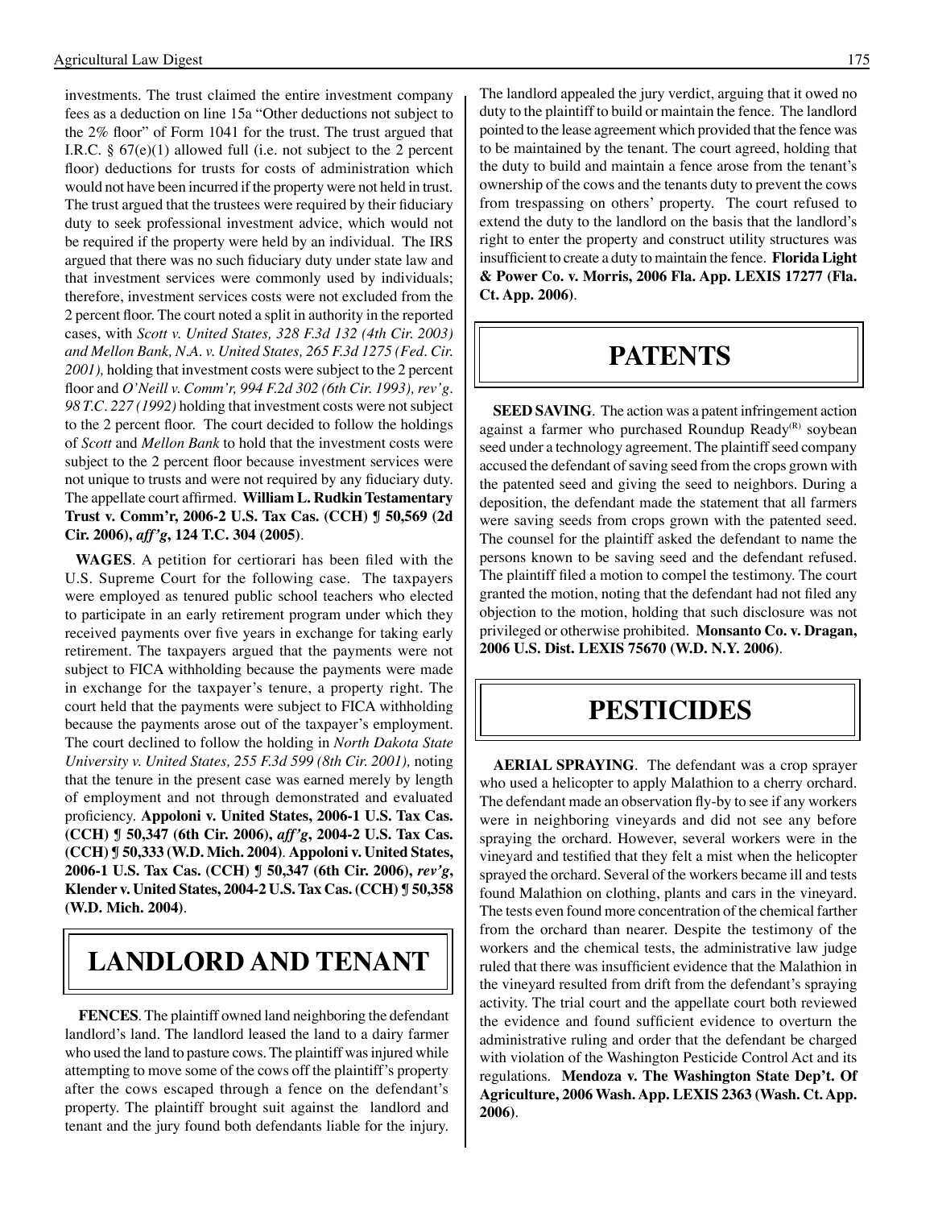investments. The trust claimed the entire investment company fees as a deduction on line 15a "Other deductions not subject to the 2% floor" of Form 1041 for the trust. The trust argued that I.R.C. § 67(e)(1) allowed full (i.e. not subject to the 2 percent floor) deductions for trusts for costs of administration which would not have been incurred if the property were not held in trust. The trust argued that the trustees were required by their fiduciary duty to seek professional investment advice, which would not be required if the property were held by an individual. The IRS argued that there was no such fiduciary duty under state law and that investment services were commonly used by individuals; therefore, investment services costs were not excluded from the 2 percent floor. The court noted a split in authority in the reported cases, with *Scott v. United States, 328 F.3d 132 (4th Cir. 2003) and Mellon Bank, N.A. v. United States, 265 F.3d 1275 (Fed. Cir. 2001),* holding that investment costs were subject to the 2 percent floor and *O'Neill v. Comm'r, 994 F.2d 302 (6th Cir. 1993), rev'g. 98 T.C. 227 (1992)* holding that investment costs were not subject to the 2 percent floor. The court decided to follow the holdings of *Scott* and *Mellon Bank* to hold that the investment costs were subject to the 2 percent floor because investment services were not unique to trusts and were not required by any fiduciary duty. The appellate court affirmed. **William L. Rudkin Testamentary Trust v. Comm'r, 2006-2 U.S. Tax Cas. (CCH) ¶ 50,569 (2d Cir. 2006),** ***aff'g*****, 124 T.C. 304 (2005)**.

**WAGES**. A petition for certiorari has been filed with the U.S. Supreme Court for the following case. The taxpayers were employed as tenured public school teachers who elected to participate in an early retirement program under which they received payments over five years in exchange for taking early retirement. The taxpayers argued that the payments were not subject to FICA withholding because the payments were made in exchange for the taxpayer's tenure, a property right. The court held that the payments were subject to FICA withholding because the payments arose out of the taxpayer's employment. The court declined to follow the holding in *North Dakota State University v. United States, 255 F.3d 599 (8th Cir. 2001),* noting that the tenure in the present case was earned merely by length of employment and not through demonstrated and evaluated proficiency. **Appoloni v. United States, 2006-1 U.S. Tax Cas. (CCH) ¶ 50,347 (6th Cir. 2006),** ***aff'g*****, 2004-2 U.S. Tax Cas. (CCH) ¶ 50,333 (W.D. Mich. 2004)**. **Appoloni v. United States, 2006-1 U.S. Tax Cas. (CCH) ¶ 50,347 (6th Cir. 2006),** ***rev'g*****, Klender v. United States, 2004-2 U.S. Tax Cas. (CCH) ¶ 50,358 (W.D. Mich. 2004)**.

# LANDLORD AND TENANT

**FENCES**. The plaintiff owned land neighboring the defendant landlord's land. The landlord leased the land to a dairy farmer who used the land to pasture cows. The plaintiff was injured while attempting to move some of the cows off the plaintiff's property after the cows escaped through a fence on the defendant's property. The plaintiff brought suit against the landlord and tenant and the jury found both defendants liable for the injury. The landlord appealed the jury verdict, arguing that it owed no duty to the plaintiff to build or maintain the fence. The landlord pointed to the lease agreement which provided that the fence was to be maintained by the tenant. The court agreed, holding that the duty to build and maintain a fence arose from the tenant's ownership of the cows and the tenants duty to prevent the cows from trespassing on others' property. The court refused to extend the duty to the landlord on the basis that the landlord's right to enter the property and construct utility structures was insufficient to create a duty to maintain the fence. **Florida Light & Power Co. v. Morris, 2006 Fla. App. LEXIS 17277 (Fla. Ct. App. 2006)**.

# PATENTS

**SEED SAVING**. The action was a patent infringement action against a farmer who purchased Roundup Ready(R) soybean seed under a technology agreement. The plaintiff seed company accused the defendant of saving seed from the crops grown with the patented seed and giving the seed to neighbors. During a deposition, the defendant made the statement that all farmers were saving seeds from crops grown with the patented seed. The counsel for the plaintiff asked the defendant to name the persons known to be saving seed and the defendant refused. The plaintiff filed a motion to compel the testimony. The court granted the motion, noting that the defendant had not filed any objection to the motion, holding that such disclosure was not privileged or otherwise prohibited. **Monsanto Co. v. Dragan, 2006 U.S. Dist. LEXIS 75670 (W.D. N.Y. 2006)**.

# PESTICIDES

**AERIAL SPRAYING**. The defendant was a crop sprayer who used a helicopter to apply Malathion to a cherry orchard. The defendant made an observation fly-by to see if any workers were in neighboring vineyards and did not see any before spraying the orchard. However, several workers were in the vineyard and testified that they felt a mist when the helicopter sprayed the orchard. Several of the workers became ill and tests found Malathion on clothing, plants and cars in the vineyard. The tests even found more concentration of the chemical farther from the orchard than nearer. Despite the testimony of the workers and the chemical tests, the administrative law judge ruled that there was insufficient evidence that the Malathion in the vineyard resulted from drift from the defendant's spraying activity. The trial court and the appellate court both reviewed the evidence and found sufficient evidence to overturn the administrative ruling and order that the defendant be charged with violation of the Washington Pesticide Control Act and its regulations. **Mendoza v. The Washington State Dep't. Of Agriculture, 2006 Wash. App. LEXIS 2363 (Wash. Ct. App. 2006)**.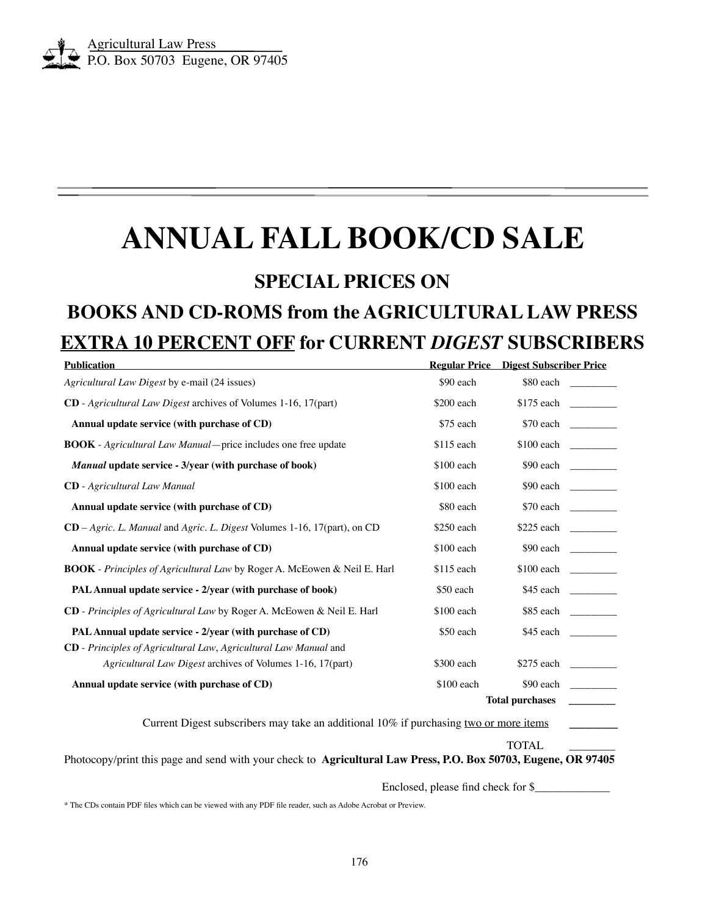Agricultural Law Press
P.O. Box 50703 Eugene, OR 97405

# ANNUAL FALL BOOK/CD SALE

## SPECIAL PRICES ON

## BOOKS AND CD-ROMS from the AGRICULTURAL LAW PRESS

## EXTRA 10 PERCENT OFF for CURRENT *DIGEST* SUBSCRIBERS

| Publication | Regular Price | Digest Subscriber Price | |
|---|---|---|---|
| *Agricultural Law Digest* by e-mail (24 issues) | $90 each | $80 each | _________ |
| **CD** - *Agricultural Law Digest* archives of Volumes 1-16, 17(part) | $200 each | $175 each | _________ |
| **Annual update service (with purchase of CD)** | $75 each | $70 each | _________ |
| **BOOK** - *Agricultural Law Manual*—price includes one free update | $115 each | $100 each | _________ |
| ***Manual* update service - 3/year (with purchase of book)** | $100 each | $90 each | _________ |
| **CD** - *Agricultural Law Manual* | $100 each | $90 each | _________ |
| **Annual update service (with purchase of CD)** | $80 each | $70 each | _________ |
| **CD** – *Agric. L. Manual* and *Agric. L. Digest* Volumes 1-16, 17(part), on CD | $250 each | $225 each | _________ |
| **Annual update service (with purchase of CD)** | $100 each | $90 each | _________ |
| **BOOK** - *Principles of Agricultural Law* by Roger A. McEowen & Neil E. Harl | $115 each | $100 each | _________ |
| **PAL Annual update service - 2/year (with purchase of book)** | $50 each | $45 each | _________ |
| **CD** - *Principles of Agricultural Law* by Roger A. McEowen & Neil E. Harl | $100 each | $85 each | _________ |
| **PAL Annual update service - 2/year (with purchase of CD)** | $50 each | $45 each | _________ |
| **CD** - *Principles of Agricultural Law*, *Agricultural Law Manual* and *Agricultural Law Digest* archives of Volumes 1-16, 17(part) | $300 each | $275 each | _________ |
| **Annual update service (with purchase of CD)** | $100 each | $90 each | _________ |
| | | **Total purchases** | _________ |

Current Digest subscribers may take an additional 10% if purchasing two or more items _________

TOTAL _________

Photocopy/print this page and send with your check to **Agricultural Law Press, P.O. Box 50703, Eugene, OR 97405**

Enclosed, please find check for $_____________

* The CDs contain PDF files which can be viewed with any PDF file reader, such as Adobe Acrobat or Preview.